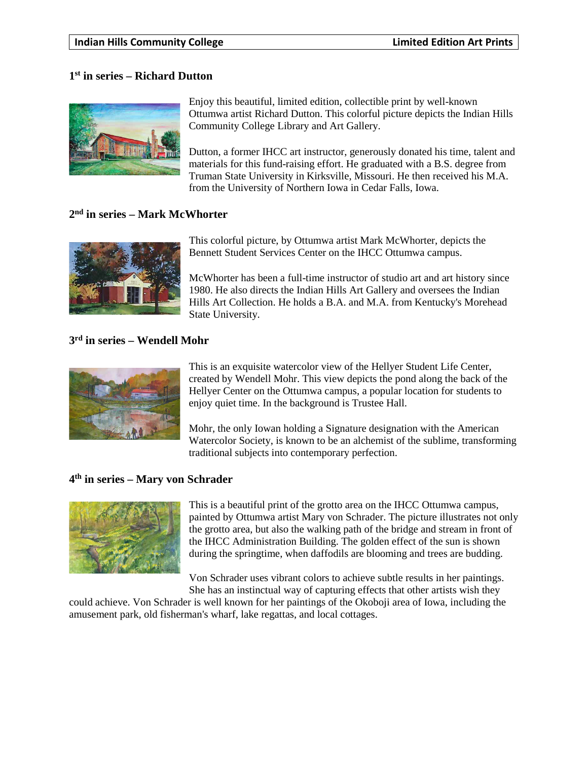## 1st in series – Richard Dutton

Enjoy this beautiful, limited edition, collectible print by well-known Ottumwa artist Richard Dutton. This colorful picture depicts the Indian Hills Community College Library and Art Gallery.

Dutton, a former IHCC art instructor, generously donated his time, talent and materials for this fund-raising effort. He graduated with a B.S. degree from Truman State University in Kirksville, Missouri. He then received his M.A. from the University of Northern Iowa in Cedar Falls, Iowa.

## 2nd in series – Mark McWhorter

This colorful picture, by Ottumwa artist Mark McWhorter, depicts the Bennett Student Services Center on the IHCC Ottumwa campus.

McWhorter has been a full-time instructor of studio art and art history since 1980. He also directs the Indian Hills Art Gallery and oversees the Indian Hills Art Collection. He holds a B.A. and M.A. from Kentucky's Morehead State University.

## 3rd in series – Wendell Mohr

This is an exquisite watercolor view of the Hellyer Student Life Center, created by Wendell Mohr. This view depicts the pond along the back of the Hellyer Center on the Ottumwa campus, a popular location for students to enjoy quiet time. In the background is Trustee Hall.

Mohr, the only Iowan holding a Signature designation with the American Watercolor Society, is known to be an alchemist of the sublime, transforming traditional subjects into contemporary perfection.

## 4th in series – Mary von Schrader

This is a beautiful print of the grotto area on the IHCC Ottumwa campus, painted by Ottumwa artist Mary von Schrader. The picture illustrates not only the grotto area, but also the walking path of the bridge and stream in front of the IHCC Administration Building. The golden effect of the sun is shown during the springtime, when daffodils are blooming and trees are budding.

Von Schrader uses vibrant colors to achieve subtle results in her paintings. She has an instinctual way of capturing effects that other artists wish they could achieve. Von Schrader is well known for her paintings of the Okoboji area of Iowa, including the amusement park, old fisherman's wharf, lake regattas, and local cottages.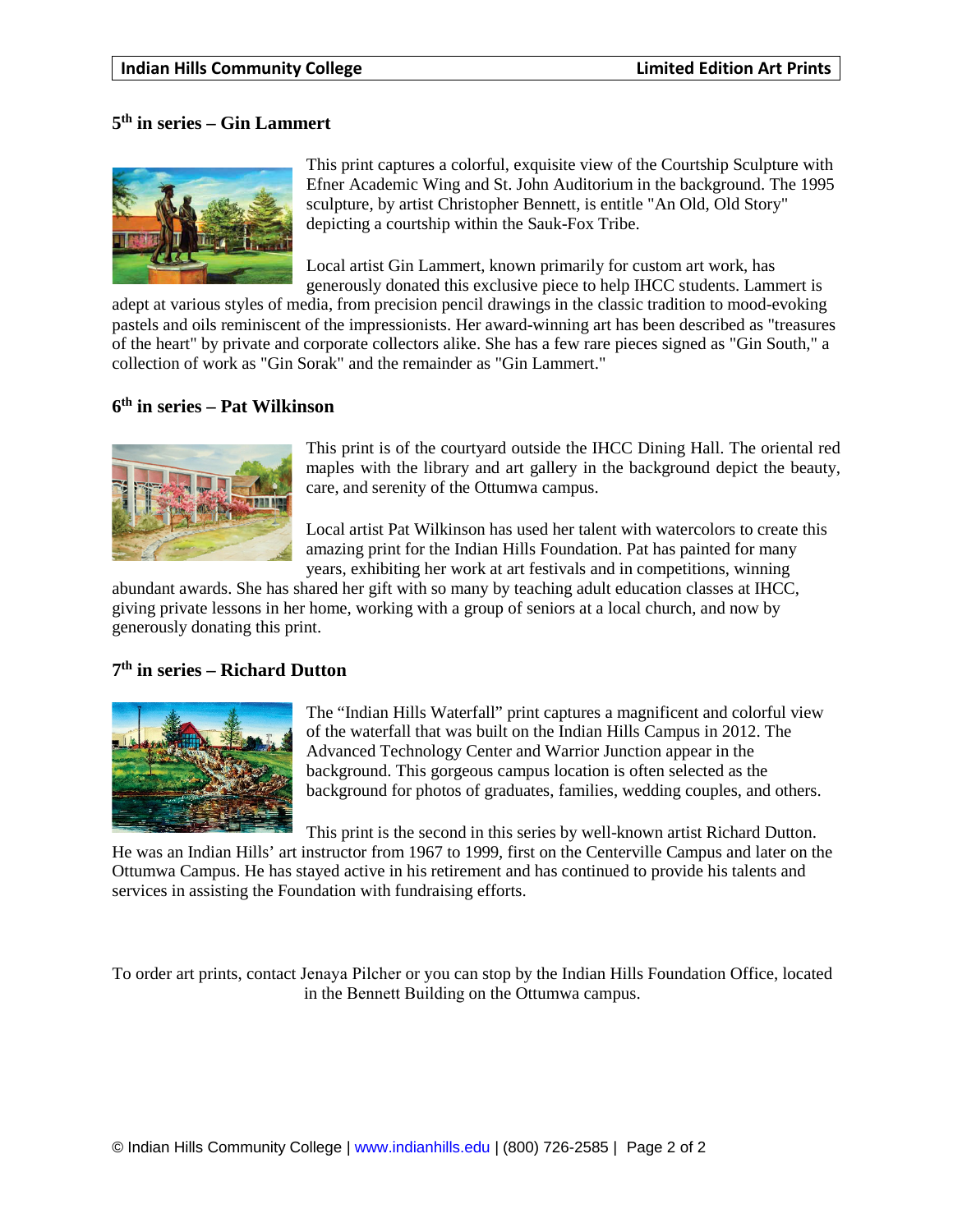## 5th in series – Gin Lammert

This print captures a colorful, exquisite view of the Courtship Sculpture with Efner Academic Wing and St. John Auditorium in the background. The 1995 sculpture, by artist Christopher Bennett, is entitle "An Old, Old Story" depicting a courtship within the Sauk-Fox Tribe.

Local artist Gin Lammert, known primarily for custom art work, has generously donated this exclusive piece to help IHCC students. Lammert is adept at various styles of media, from precision pencil drawings in the classic tradition to mood-evoking pastels and oils reminiscent of the impressionists. Her award-winning art has been described as "treasures of the heart" by private and corporate collectors alike. She has a few rare pieces signed as "Gin South," a collection of work as "Gin Sorak" and the remainder as "Gin Lammert."

## 6th in series – Pat Wilkinson

This print is of the courtyard outside the IHCC Dining Hall. The oriental red maples with the library and art gallery in the background depict the beauty, care, and serenity of the Ottumwa campus.

Local artist Pat Wilkinson has used her talent with watercolors to create this amazing print for the Indian Hills Foundation. Pat has painted for many years, exhibiting her work at art festivals and in competitions, winning abundant awards. She has shared her gift with so many by teaching adult education classes at IHCC, giving private lessons in her home, working with a group of seniors at a local church, and now by generously donating this print.

## 7th in series – Richard Dutton

The "Indian Hills Waterfall" print captures a magnificent and colorful view of the waterfall that was built on the Indian Hills Campus in 2012. The Advanced Technology Center and Warrior Junction appear in the background. This gorgeous campus location is often selected as the background for photos of graduates, families, wedding couples, and others.

This print is the second in this series by well-known artist Richard Dutton. He was an Indian Hills' art instructor from 1967 to 1999, first on the Centerville Campus and later on the Ottumwa Campus. He has stayed active in his retirement and has continued to provide his talents and services in assisting the Foundation with fundraising efforts.

To order art prints, contact Jenaya Pilcher or you can stop by the Indian Hills Foundation Office, located in the Bennett Building on the Ottumwa campus.